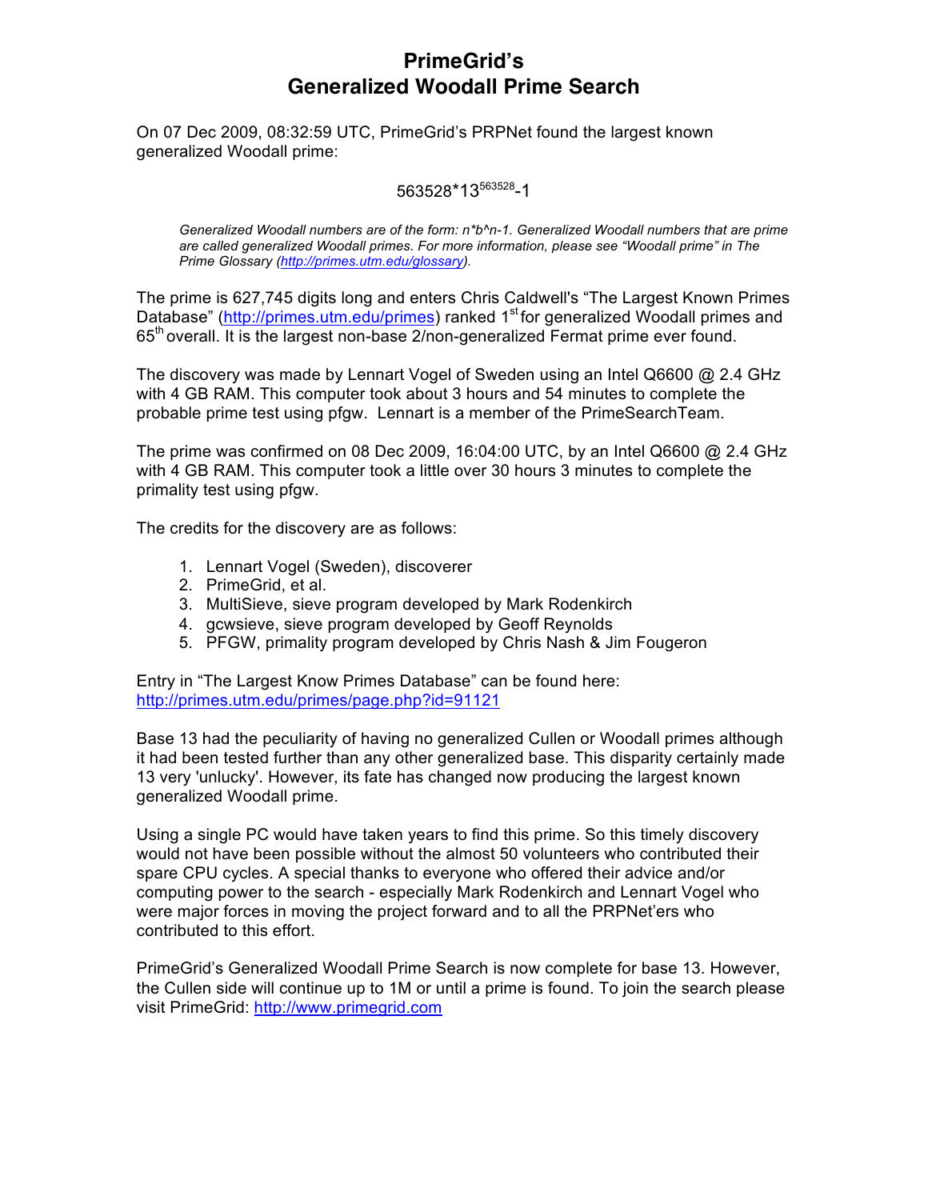# PrimeGrid's
# Generalized Woodall Prime Search

On 07 Dec 2009, 08:32:59 UTC, PrimeGrid's PRPNet found the largest known generalized Woodall prime:

$$563528*13^{563528}-1$$

*Generalized Woodall numbers are of the form: n*b^n-1. Generalized Woodall numbers that are prime are called generalized Woodall primes. For more information, please see "Woodall prime" in The Prime Glossary (http://primes.utm.edu/glossary).*

The prime is 627,745 digits long and enters Chris Caldwell's "The Largest Known Primes Database" (http://primes.utm.edu/primes) ranked 1st for generalized Woodall primes and 65th overall. It is the largest non-base 2/non-generalized Fermat prime ever found.

The discovery was made by Lennart Vogel of Sweden using an Intel Q6600 @ 2.4 GHz with 4 GB RAM. This computer took about 3 hours and 54 minutes to complete the probable prime test using pfgw. Lennart is a member of the PrimeSearchTeam.

The prime was confirmed on 08 Dec 2009, 16:04:00 UTC, by an Intel Q6600 @ 2.4 GHz with 4 GB RAM. This computer took a little over 30 hours 3 minutes to complete the primality test using pfgw.

The credits for the discovery are as follows:

1. Lennart Vogel (Sweden), discoverer
2. PrimeGrid, et al.
3. MultiSieve, sieve program developed by Mark Rodenkirch
4. gcwsieve, sieve program developed by Geoff Reynolds
5. PFGW, primality program developed by Chris Nash & Jim Fougeron

Entry in "The Largest Know Primes Database" can be found here:
http://primes.utm.edu/primes/page.php?id=91121

Base 13 had the peculiarity of having no generalized Cullen or Woodall primes although it had been tested further than any other generalized base. This disparity certainly made 13 very 'unlucky'. However, its fate has changed now producing the largest known generalized Woodall prime.

Using a single PC would have taken years to find this prime. So this timely discovery would not have been possible without the almost 50 volunteers who contributed their spare CPU cycles. A special thanks to everyone who offered their advice and/or computing power to the search - especially Mark Rodenkirch and Lennart Vogel who were major forces in moving the project forward and to all the PRPNet'ers who contributed to this effort.

PrimeGrid's Generalized Woodall Prime Search is now complete for base 13. However, the Cullen side will continue up to 1M or until a prime is found. To join the search please visit PrimeGrid: http://www.primegrid.com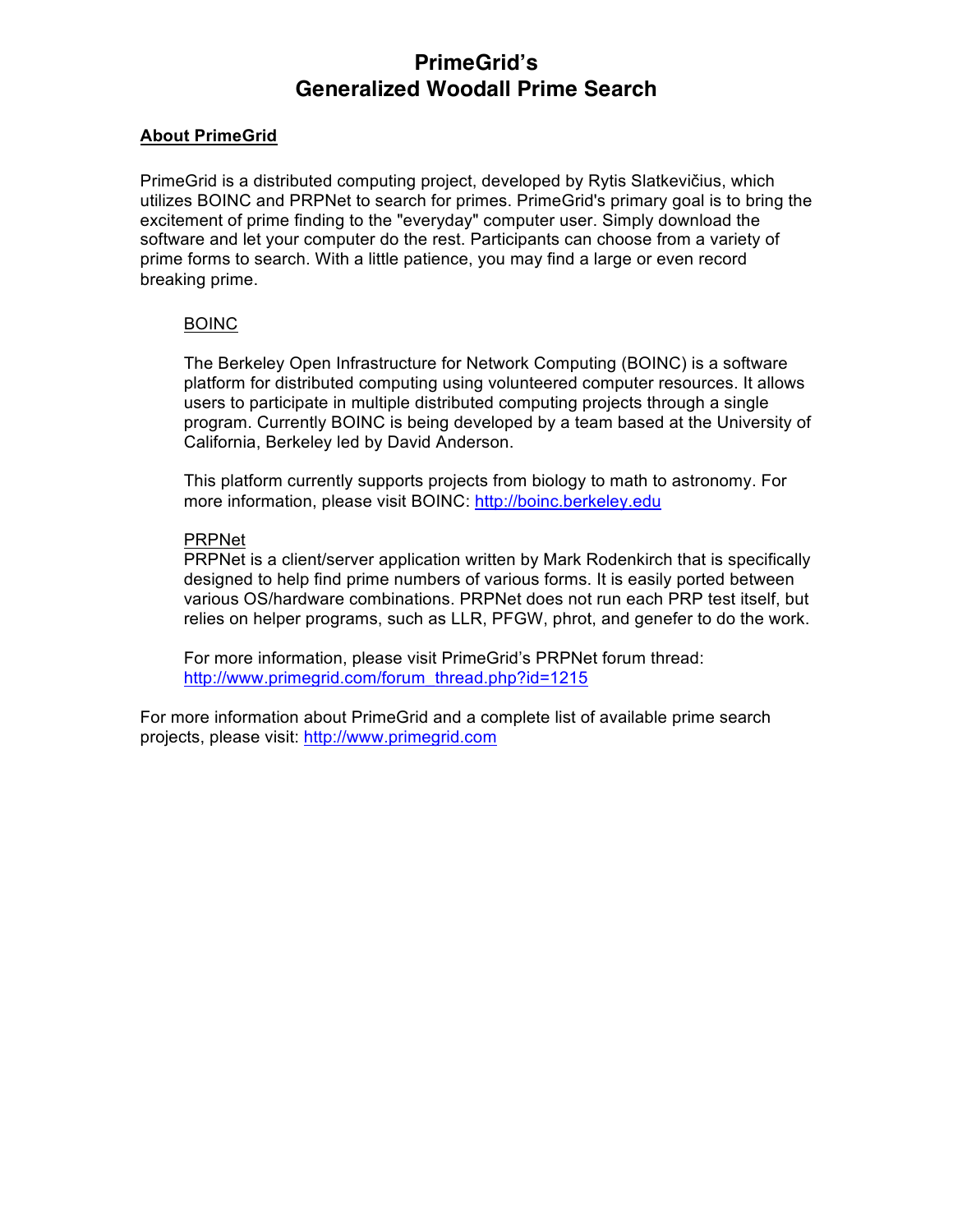# PrimeGrid's Generalized Woodall Prime Search

## About PrimeGrid

PrimeGrid is a distributed computing project, developed by Rytis Slatkevičius, which utilizes BOINC and PRPNet to search for primes. PrimeGrid's primary goal is to bring the excitement of prime finding to the "everyday" computer user. Simply download the software and let your computer do the rest. Participants can choose from a variety of prime forms to search. With a little patience, you may find a large or even record breaking prime.

### BOINC

The Berkeley Open Infrastructure for Network Computing (BOINC) is a software platform for distributed computing using volunteered computer resources. It allows users to participate in multiple distributed computing projects through a single program. Currently BOINC is being developed by a team based at the University of California, Berkeley led by David Anderson.

This platform currently supports projects from biology to math to astronomy. For more information, please visit BOINC: [http://boinc.berkeley.edu](http://boinc.berkeley.edu)

### PRPNet

PRPNet is a client/server application written by Mark Rodenkirch that is specifically designed to help find prime numbers of various forms. It is easily ported between various OS/hardware combinations. PRPNet does not run each PRP test itself, but relies on helper programs, such as LLR, PFGW, phrot, and genefer to do the work.

For more information, please visit PrimeGrid's PRPNet forum thread: [http://www.primegrid.com/forum_thread.php?id=1215](http://www.primegrid.com/forum_thread.php?id=1215)

For more information about PrimeGrid and a complete list of available prime search projects, please visit: [http://www.primegrid.com](http://www.primegrid.com)